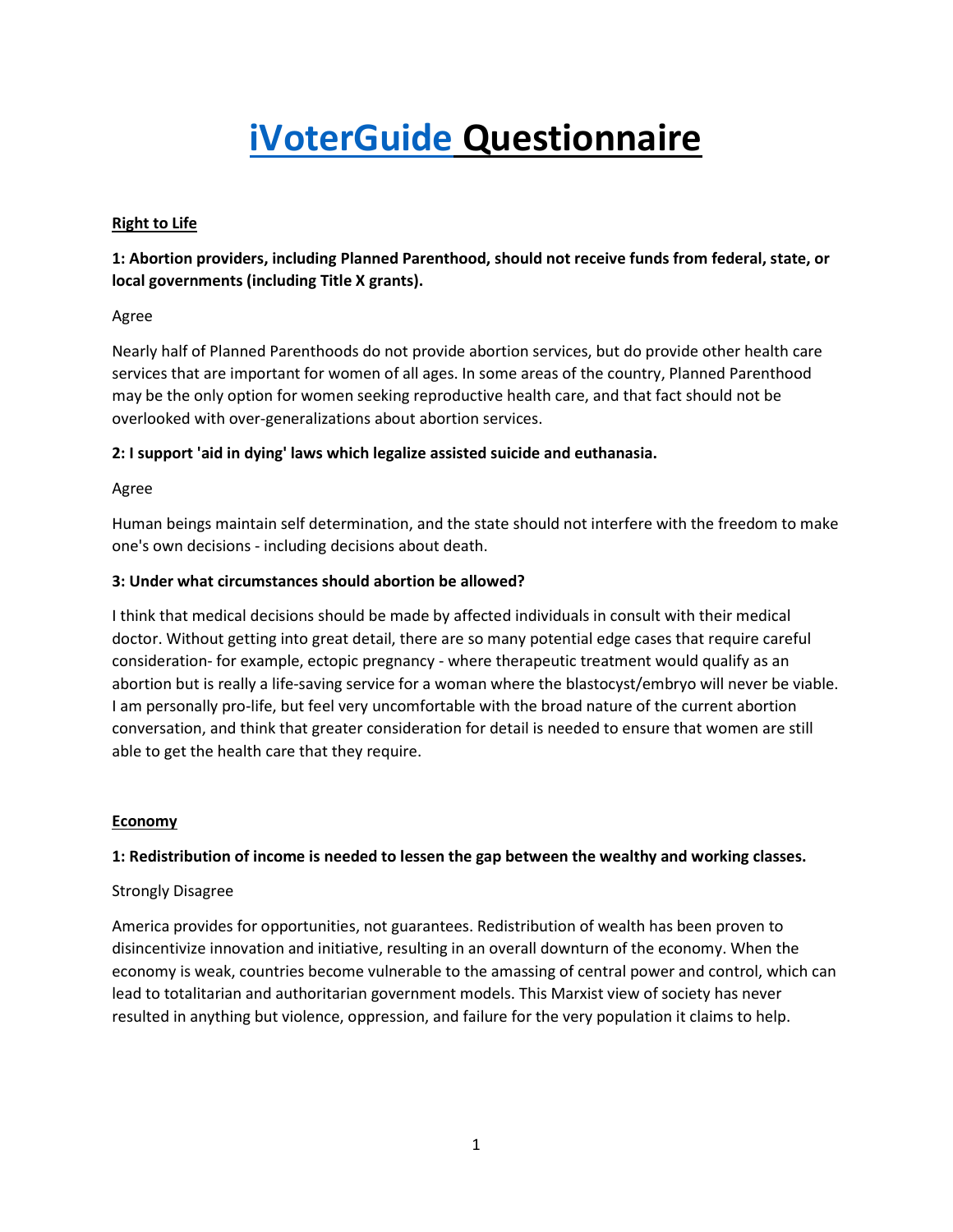# iVoterGuide Questionnaire

**Right to Life**

**1: Abortion providers, including Planned Parenthood, should not receive funds from federal, state, or local governments (including Title X grants).**

Agree

Nearly half of Planned Parenthoods do not provide abortion services, but do provide other health care services that are important for women of all ages. In some areas of the country, Planned Parenthood may be the only option for women seeking reproductive health care, and that fact should not be overlooked with over-generalizations about abortion services.

**2: I support 'aid in dying' laws which legalize assisted suicide and euthanasia.**

Agree

Human beings maintain self determination, and the state should not interfere with the freedom to make one's own decisions - including decisions about death.

**3: Under what circumstances should abortion be allowed?**

I think that medical decisions should be made by affected individuals in consult with their medical doctor. Without getting into great detail, there are so many potential edge cases that require careful consideration- for example, ectopic pregnancy - where therapeutic treatment would qualify as an abortion but is really a life-saving service for a woman where the blastocyst/embryo will never be viable. I am personally pro-life, but feel very uncomfortable with the broad nature of the current abortion conversation, and think that greater consideration for detail is needed to ensure that women are still able to get the health care that they require.

**Economy**

**1: Redistribution of income is needed to lessen the gap between the wealthy and working classes.**

Strongly Disagree

America provides for opportunities, not guarantees. Redistribution of wealth has been proven to disincentivize innovation and initiative, resulting in an overall downturn of the economy. When the economy is weak, countries become vulnerable to the amassing of central power and control, which can lead to totalitarian and authoritarian government models. This Marxist view of society has never resulted in anything but violence, oppression, and failure for the very population it claims to help.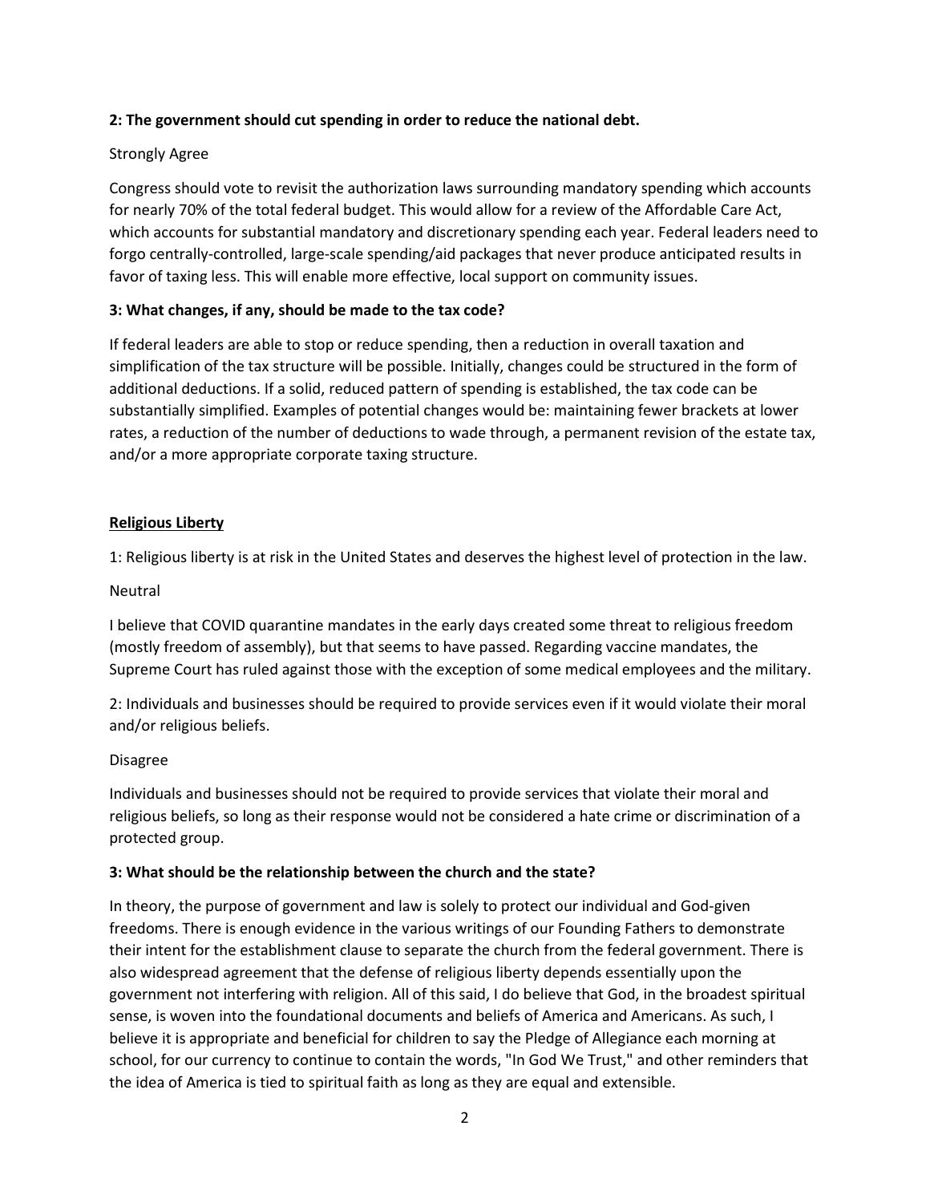**2: The government should cut spending in order to reduce the national debt.**

Strongly Agree

Congress should vote to revisit the authorization laws surrounding mandatory spending which accounts for nearly 70% of the total federal budget. This would allow for a review of the Affordable Care Act, which accounts for substantial mandatory and discretionary spending each year. Federal leaders need to forgo centrally-controlled, large-scale spending/aid packages that never produce anticipated results in favor of taxing less. This will enable more effective, local support on community issues.

**3: What changes, if any, should be made to the tax code?**

If federal leaders are able to stop or reduce spending, then a reduction in overall taxation and simplification of the tax structure will be possible. Initially, changes could be structured in the form of additional deductions. If a solid, reduced pattern of spending is established, the tax code can be substantially simplified. Examples of potential changes would be: maintaining fewer brackets at lower rates, a reduction of the number of deductions to wade through, a permanent revision of the estate tax, and/or a more appropriate corporate taxing structure.

## Religious Liberty

1: Religious liberty is at risk in the United States and deserves the highest level of protection in the law.

Neutral

I believe that COVID quarantine mandates in the early days created some threat to religious freedom (mostly freedom of assembly), but that seems to have passed. Regarding vaccine mandates, the Supreme Court has ruled against those with the exception of some medical employees and the military.

2: Individuals and businesses should be required to provide services even if it would violate their moral and/or religious beliefs.

Disagree

Individuals and businesses should not be required to provide services that violate their moral and religious beliefs, so long as their response would not be considered a hate crime or discrimination of a protected group.

**3: What should be the relationship between the church and the state?**

In theory, the purpose of government and law is solely to protect our individual and God-given freedoms. There is enough evidence in the various writings of our Founding Fathers to demonstrate their intent for the establishment clause to separate the church from the federal government. There is also widespread agreement that the defense of religious liberty depends essentially upon the government not interfering with religion. All of this said, I do believe that God, in the broadest spiritual sense, is woven into the foundational documents and beliefs of America and Americans. As such, I believe it is appropriate and beneficial for children to say the Pledge of Allegiance each morning at school, for our currency to continue to contain the words, "In God We Trust," and other reminders that the idea of America is tied to spiritual faith as long as they are equal and extensible.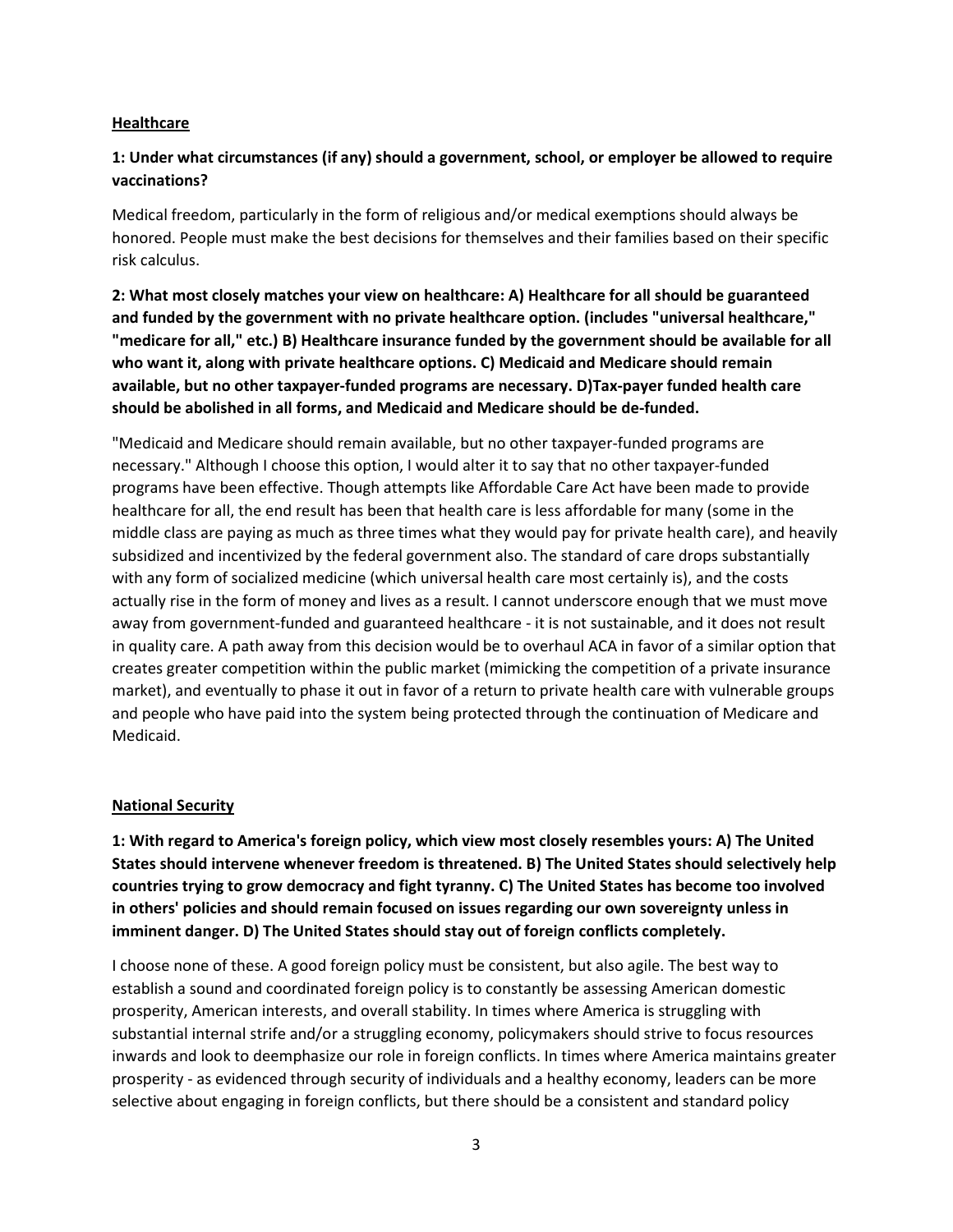## Healthcare

**1: Under what circumstances (if any) should a government, school, or employer be allowed to require vaccinations?**

Medical freedom, particularly in the form of religious and/or medical exemptions should always be honored. People must make the best decisions for themselves and their families based on their specific risk calculus.

**2: What most closely matches your view on healthcare: A) Healthcare for all should be guaranteed and funded by the government with no private healthcare option. (includes "universal healthcare," "medicare for all," etc.) B) Healthcare insurance funded by the government should be available for all who want it, along with private healthcare options. C) Medicaid and Medicare should remain available, but no other taxpayer-funded programs are necessary. D)Tax-payer funded health care should be abolished in all forms, and Medicaid and Medicare should be de-funded.**

"Medicaid and Medicare should remain available, but no other taxpayer-funded programs are necessary." Although I choose this option, I would alter it to say that no other taxpayer-funded programs have been effective. Though attempts like Affordable Care Act have been made to provide healthcare for all, the end result has been that health care is less affordable for many (some in the middle class are paying as much as three times what they would pay for private health care), and heavily subsidized and incentivized by the federal government also. The standard of care drops substantially with any form of socialized medicine (which universal health care most certainly is), and the costs actually rise in the form of money and lives as a result. I cannot underscore enough that we must move away from government-funded and guaranteed healthcare - it is not sustainable, and it does not result in quality care. A path away from this decision would be to overhaul ACA in favor of a similar option that creates greater competition within the public market (mimicking the competition of a private insurance market), and eventually to phase it out in favor of a return to private health care with vulnerable groups and people who have paid into the system being protected through the continuation of Medicare and Medicaid.

## National Security

**1: With regard to America's foreign policy, which view most closely resembles yours: A) The United States should intervene whenever freedom is threatened. B) The United States should selectively help countries trying to grow democracy and fight tyranny. C) The United States has become too involved in others' policies and should remain focused on issues regarding our own sovereignty unless in imminent danger. D) The United States should stay out of foreign conflicts completely.**

I choose none of these. A good foreign policy must be consistent, but also agile. The best way to establish a sound and coordinated foreign policy is to constantly be assessing American domestic prosperity, American interests, and overall stability. In times where America is struggling with substantial internal strife and/or a struggling economy, policymakers should strive to focus resources inwards and look to deemphasize our role in foreign conflicts. In times where America maintains greater prosperity - as evidenced through security of individuals and a healthy economy, leaders can be more selective about engaging in foreign conflicts, but there should be a consistent and standard policy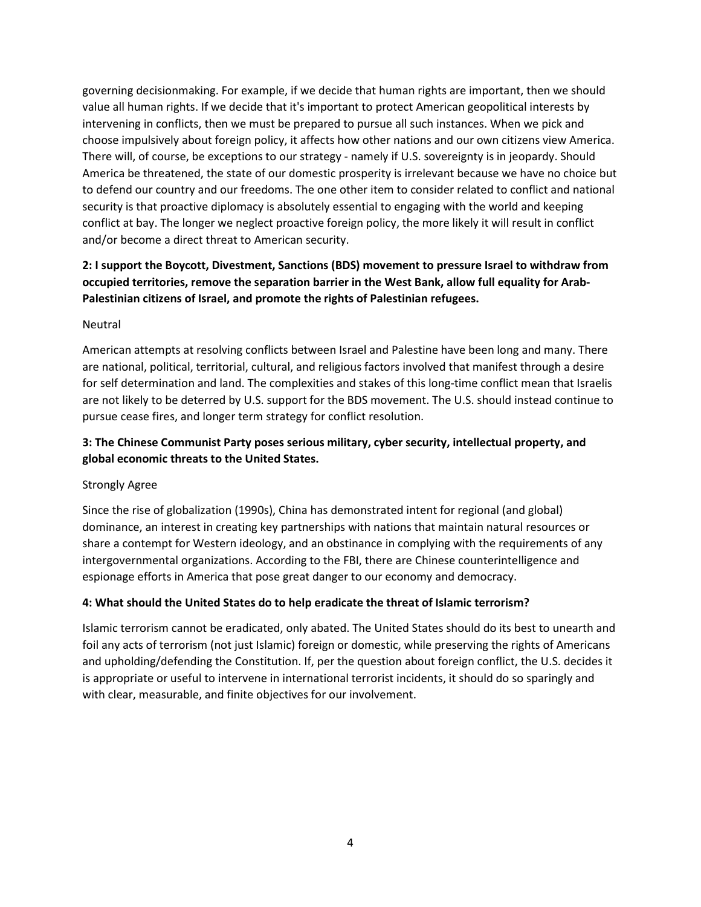governing decisionmaking. For example, if we decide that human rights are important, then we should value all human rights. If we decide that it's important to protect American geopolitical interests by intervening in conflicts, then we must be prepared to pursue all such instances. When we pick and choose impulsively about foreign policy, it affects how other nations and our own citizens view America. There will, of course, be exceptions to our strategy - namely if U.S. sovereignty is in jeopardy. Should America be threatened, the state of our domestic prosperity is irrelevant because we have no choice but to defend our country and our freedoms. The one other item to consider related to conflict and national security is that proactive diplomacy is absolutely essential to engaging with the world and keeping conflict at bay. The longer we neglect proactive foreign policy, the more likely it will result in conflict and/or become a direct threat to American security.

**2: I support the Boycott, Divestment, Sanctions (BDS) movement to pressure Israel to withdraw from occupied territories, remove the separation barrier in the West Bank, allow full equality for Arab-Palestinian citizens of Israel, and promote the rights of Palestinian refugees.**

Neutral

American attempts at resolving conflicts between Israel and Palestine have been long and many. There are national, political, territorial, cultural, and religious factors involved that manifest through a desire for self determination and land. The complexities and stakes of this long-time conflict mean that Israelis are not likely to be deterred by U.S. support for the BDS movement. The U.S. should instead continue to pursue cease fires, and longer term strategy for conflict resolution.

**3: The Chinese Communist Party poses serious military, cyber security, intellectual property, and global economic threats to the United States.**

Strongly Agree

Since the rise of globalization (1990s), China has demonstrated intent for regional (and global) dominance, an interest in creating key partnerships with nations that maintain natural resources or share a contempt for Western ideology, and an obstinance in complying with the requirements of any intergovernmental organizations. According to the FBI, there are Chinese counterintelligence and espionage efforts in America that pose great danger to our economy and democracy.

**4: What should the United States do to help eradicate the threat of Islamic terrorism?**

Islamic terrorism cannot be eradicated, only abated. The United States should do its best to unearth and foil any acts of terrorism (not just Islamic) foreign or domestic, while preserving the rights of Americans and upholding/defending the Constitution. If, per the question about foreign conflict, the U.S. decides it is appropriate or useful to intervene in international terrorist incidents, it should do so sparingly and with clear, measurable, and finite objectives for our involvement.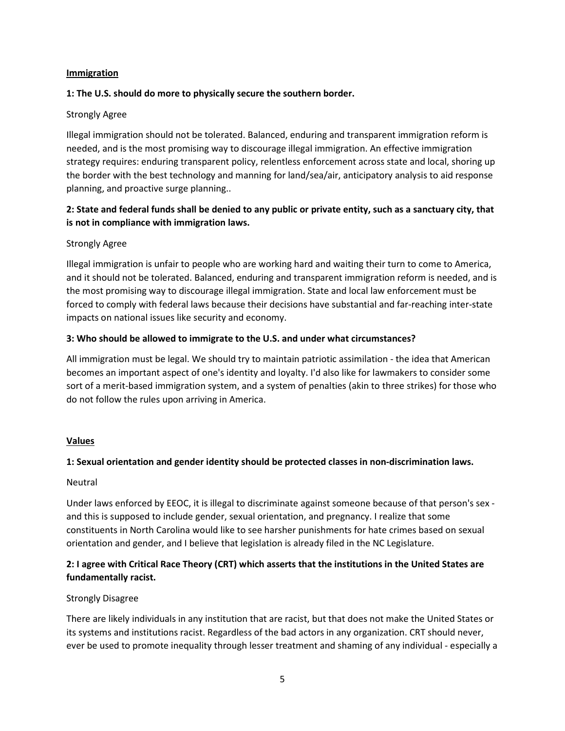## Immigration

**1: The U.S. should do more to physically secure the southern border.**

Strongly Agree

Illegal immigration should not be tolerated. Balanced, enduring and transparent immigration reform is needed, and is the most promising way to discourage illegal immigration. An effective immigration strategy requires: enduring transparent policy, relentless enforcement across state and local, shoring up the border with the best technology and manning for land/sea/air, anticipatory analysis to aid response planning, and proactive surge planning..

**2: State and federal funds shall be denied to any public or private entity, such as a sanctuary city, that is not in compliance with immigration laws.**

Strongly Agree

Illegal immigration is unfair to people who are working hard and waiting their turn to come to America, and it should not be tolerated. Balanced, enduring and transparent immigration reform is needed, and is the most promising way to discourage illegal immigration. State and local law enforcement must be forced to comply with federal laws because their decisions have substantial and far-reaching inter-state impacts on national issues like security and economy.

**3: Who should be allowed to immigrate to the U.S. and under what circumstances?**

All immigration must be legal. We should try to maintain patriotic assimilation - the idea that American becomes an important aspect of one's identity and loyalty. I'd also like for lawmakers to consider some sort of a merit-based immigration system, and a system of penalties (akin to three strikes) for those who do not follow the rules upon arriving in America.

## Values

**1: Sexual orientation and gender identity should be protected classes in non-discrimination laws.**

Neutral

Under laws enforced by EEOC, it is illegal to discriminate against someone because of that person's sex - and this is supposed to include gender, sexual orientation, and pregnancy. I realize that some constituents in North Carolina would like to see harsher punishments for hate crimes based on sexual orientation and gender, and I believe that legislation is already filed in the NC Legislature.

**2: I agree with Critical Race Theory (CRT) which asserts that the institutions in the United States are fundamentally racist.**

Strongly Disagree

There are likely individuals in any institution that are racist, but that does not make the United States or its systems and institutions racist. Regardless of the bad actors in any organization. CRT should never, ever be used to promote inequality through lesser treatment and shaming of any individual - especially a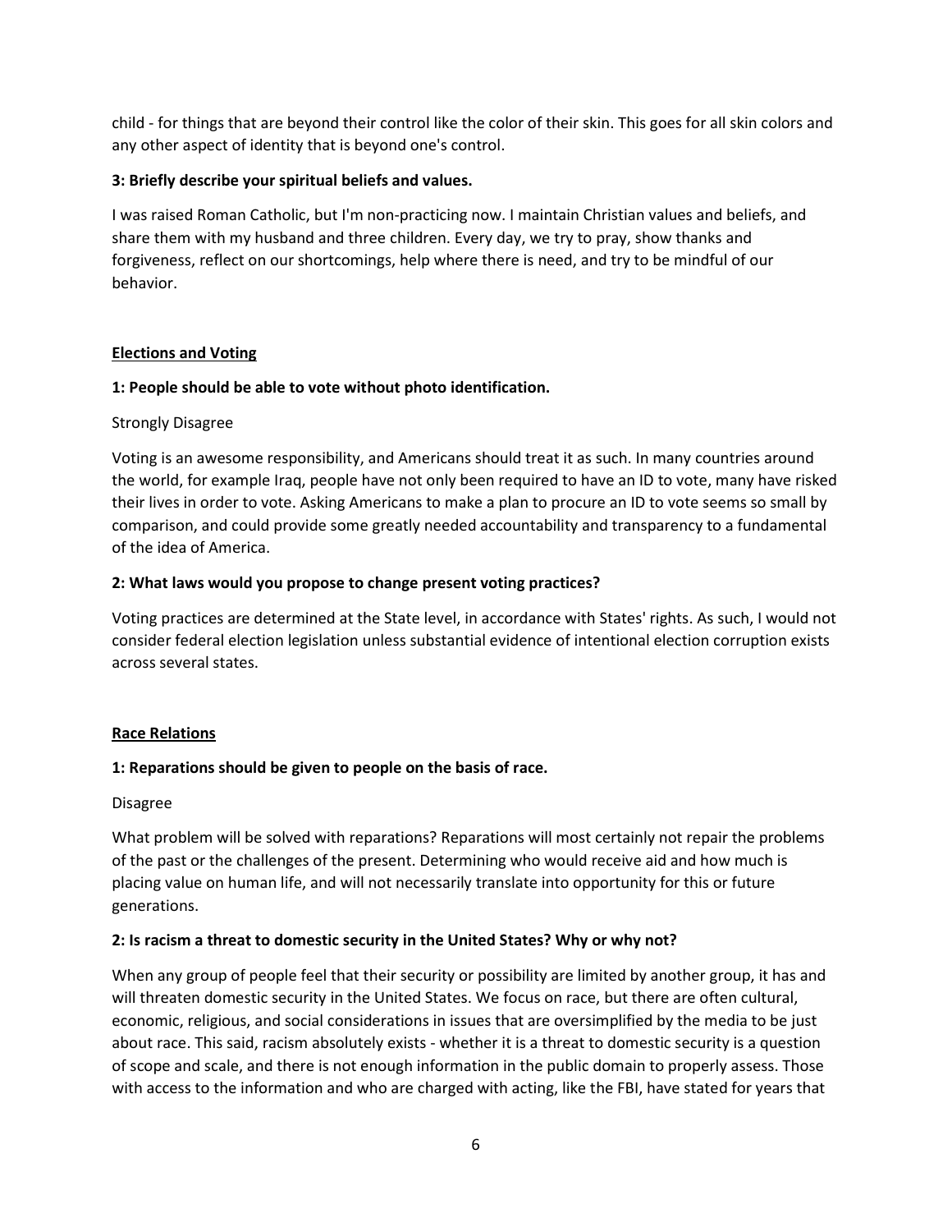child - for things that are beyond their control like the color of their skin. This goes for all skin colors and any other aspect of identity that is beyond one's control.

**3: Briefly describe your spiritual beliefs and values.**

I was raised Roman Catholic, but I'm non-practicing now. I maintain Christian values and beliefs, and share them with my husband and three children. Every day, we try to pray, show thanks and forgiveness, reflect on our shortcomings, help where there is need, and try to be mindful of our behavior.

## Elections and Voting

**1: People should be able to vote without photo identification.**

Strongly Disagree

Voting is an awesome responsibility, and Americans should treat it as such. In many countries around the world, for example Iraq, people have not only been required to have an ID to vote, many have risked their lives in order to vote. Asking Americans to make a plan to procure an ID to vote seems so small by comparison, and could provide some greatly needed accountability and transparency to a fundamental of the idea of America.

**2: What laws would you propose to change present voting practices?**

Voting practices are determined at the State level, in accordance with States' rights. As such, I would not consider federal election legislation unless substantial evidence of intentional election corruption exists across several states.

## Race Relations

**1: Reparations should be given to people on the basis of race.**

Disagree

What problem will be solved with reparations? Reparations will most certainly not repair the problems of the past or the challenges of the present. Determining who would receive aid and how much is placing value on human life, and will not necessarily translate into opportunity for this or future generations.

**2: Is racism a threat to domestic security in the United States? Why or why not?**

When any group of people feel that their security or possibility are limited by another group, it has and will threaten domestic security in the United States. We focus on race, but there are often cultural, economic, religious, and social considerations in issues that are oversimplified by the media to be just about race. This said, racism absolutely exists - whether it is a threat to domestic security is a question of scope and scale, and there is not enough information in the public domain to properly assess. Those with access to the information and who are charged with acting, like the FBI, have stated for years that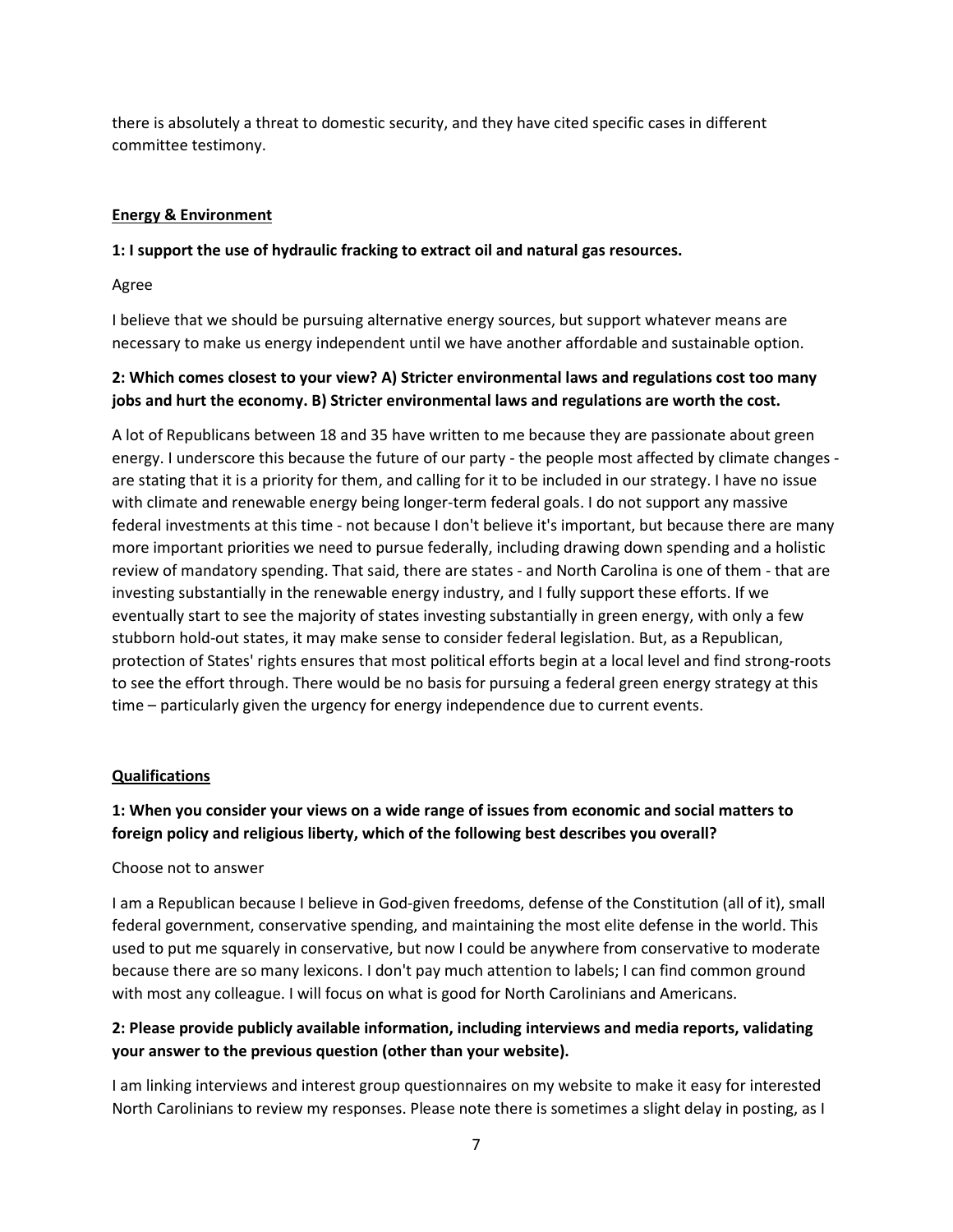there is absolutely a threat to domestic security, and they have cited specific cases in different committee testimony.

## Energy & Environment

**1: I support the use of hydraulic fracking to extract oil and natural gas resources.**

Agree

I believe that we should be pursuing alternative energy sources, but support whatever means are necessary to make us energy independent until we have another affordable and sustainable option.

**2: Which comes closest to your view? A) Stricter environmental laws and regulations cost too many jobs and hurt the economy. B) Stricter environmental laws and regulations are worth the cost.**

A lot of Republicans between 18 and 35 have written to me because they are passionate about green energy. I underscore this because the future of our party - the people most affected by climate changes - are stating that it is a priority for them, and calling for it to be included in our strategy. I have no issue with climate and renewable energy being longer-term federal goals. I do not support any massive federal investments at this time - not because I don't believe it's important, but because there are many more important priorities we need to pursue federally, including drawing down spending and a holistic review of mandatory spending. That said, there are states - and North Carolina is one of them - that are investing substantially in the renewable energy industry, and I fully support these efforts. If we eventually start to see the majority of states investing substantially in green energy, with only a few stubborn hold-out states, it may make sense to consider federal legislation. But, as a Republican, protection of States' rights ensures that most political efforts begin at a local level and find strong-roots to see the effort through. There would be no basis for pursuing a federal green energy strategy at this time – particularly given the urgency for energy independence due to current events.

## Qualifications

**1: When you consider your views on a wide range of issues from economic and social matters to foreign policy and religious liberty, which of the following best describes you overall?**

Choose not to answer

I am a Republican because I believe in God-given freedoms, defense of the Constitution (all of it), small federal government, conservative spending, and maintaining the most elite defense in the world. This used to put me squarely in conservative, but now I could be anywhere from conservative to moderate because there are so many lexicons. I don't pay much attention to labels; I can find common ground with most any colleague. I will focus on what is good for North Carolinians and Americans.

**2: Please provide publicly available information, including interviews and media reports, validating your answer to the previous question (other than your website).**

I am linking interviews and interest group questionnaires on my website to make it easy for interested North Carolinians to review my responses. Please note there is sometimes a slight delay in posting, as I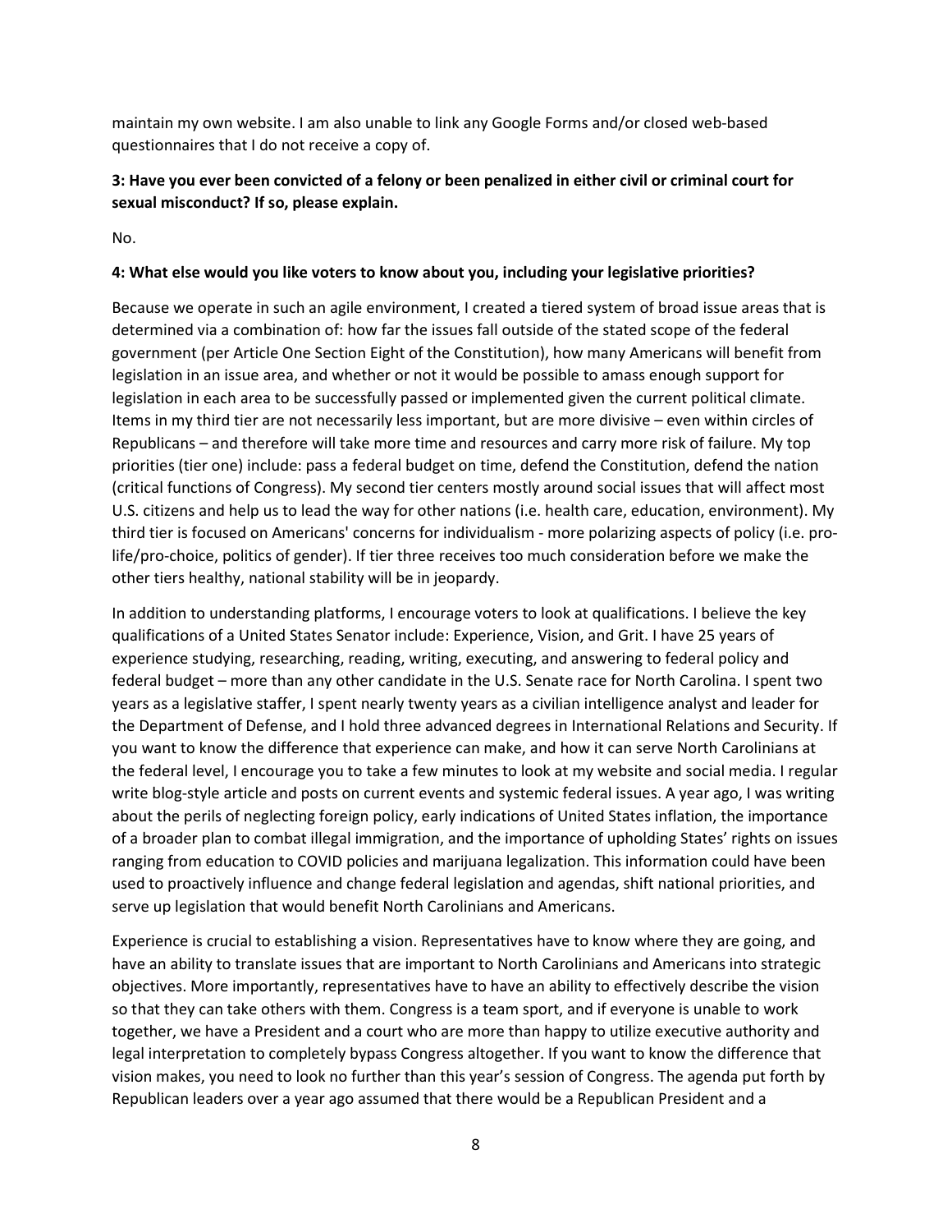maintain my own website. I am also unable to link any Google Forms and/or closed web-based questionnaires that I do not receive a copy of.

**3: Have you ever been convicted of a felony or been penalized in either civil or criminal court for sexual misconduct? If so, please explain.**

No.

**4: What else would you like voters to know about you, including your legislative priorities?**

Because we operate in such an agile environment, I created a tiered system of broad issue areas that is determined via a combination of: how far the issues fall outside of the stated scope of the federal government (per Article One Section Eight of the Constitution), how many Americans will benefit from legislation in an issue area, and whether or not it would be possible to amass enough support for legislation in each area to be successfully passed or implemented given the current political climate. Items in my third tier are not necessarily less important, but are more divisive – even within circles of Republicans – and therefore will take more time and resources and carry more risk of failure. My top priorities (tier one) include: pass a federal budget on time, defend the Constitution, defend the nation (critical functions of Congress). My second tier centers mostly around social issues that will affect most U.S. citizens and help us to lead the way for other nations (i.e. health care, education, environment). My third tier is focused on Americans' concerns for individualism - more polarizing aspects of policy (i.e. pro-life/pro-choice, politics of gender). If tier three receives too much consideration before we make the other tiers healthy, national stability will be in jeopardy.

In addition to understanding platforms, I encourage voters to look at qualifications. I believe the key qualifications of a United States Senator include: Experience, Vision, and Grit. I have 25 years of experience studying, researching, reading, writing, executing, and answering to federal policy and federal budget – more than any other candidate in the U.S. Senate race for North Carolina. I spent two years as a legislative staffer, I spent nearly twenty years as a civilian intelligence analyst and leader for the Department of Defense, and I hold three advanced degrees in International Relations and Security. If you want to know the difference that experience can make, and how it can serve North Carolinians at the federal level, I encourage you to take a few minutes to look at my website and social media. I regular write blog-style article and posts on current events and systemic federal issues. A year ago, I was writing about the perils of neglecting foreign policy, early indications of United States inflation, the importance of a broader plan to combat illegal immigration, and the importance of upholding States' rights on issues ranging from education to COVID policies and marijuana legalization. This information could have been used to proactively influence and change federal legislation and agendas, shift national priorities, and serve up legislation that would benefit North Carolinians and Americans.

Experience is crucial to establishing a vision. Representatives have to know where they are going, and have an ability to translate issues that are important to North Carolinians and Americans into strategic objectives. More importantly, representatives have to have an ability to effectively describe the vision so that they can take others with them. Congress is a team sport, and if everyone is unable to work together, we have a President and a court who are more than happy to utilize executive authority and legal interpretation to completely bypass Congress altogether. If you want to know the difference that vision makes, you need to look no further than this year's session of Congress. The agenda put forth by Republican leaders over a year ago assumed that there would be a Republican President and a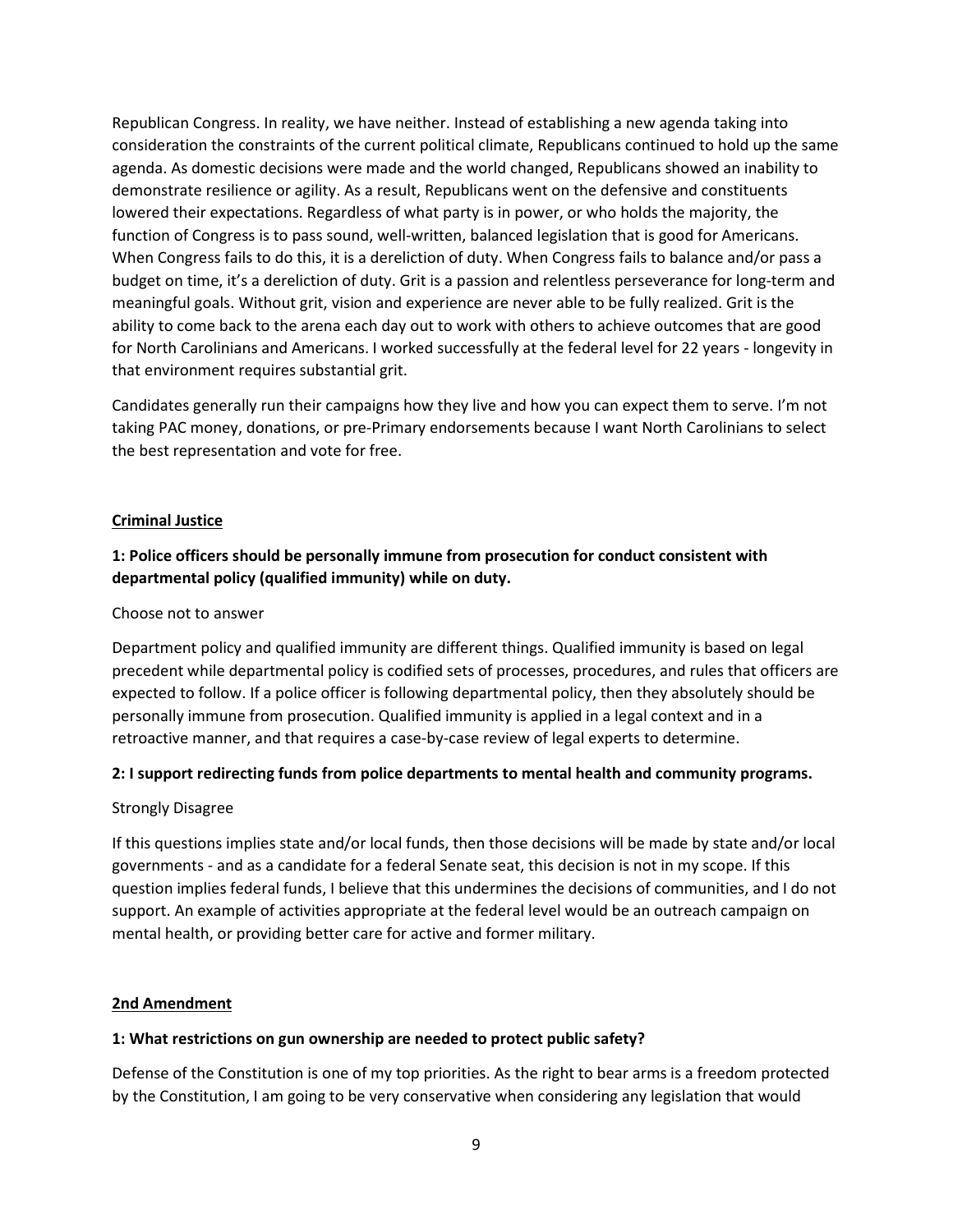Republican Congress. In reality, we have neither. Instead of establishing a new agenda taking into consideration the constraints of the current political climate, Republicans continued to hold up the same agenda. As domestic decisions were made and the world changed, Republicans showed an inability to demonstrate resilience or agility. As a result, Republicans went on the defensive and constituents lowered their expectations. Regardless of what party is in power, or who holds the majority, the function of Congress is to pass sound, well-written, balanced legislation that is good for Americans. When Congress fails to do this, it is a dereliction of duty. When Congress fails to balance and/or pass a budget on time, it's a dereliction of duty. Grit is a passion and relentless perseverance for long-term and meaningful goals. Without grit, vision and experience are never able to be fully realized. Grit is the ability to come back to the arena each day out to work with others to achieve outcomes that are good for North Carolinians and Americans. I worked successfully at the federal level for 22 years - longevity in that environment requires substantial grit.

Candidates generally run their campaigns how they live and how you can expect them to serve. I'm not taking PAC money, donations, or pre-Primary endorsements because I want North Carolinians to select the best representation and vote for free.

## Criminal Justice

**1: Police officers should be personally immune from prosecution for conduct consistent with departmental policy (qualified immunity) while on duty.**

Choose not to answer

Department policy and qualified immunity are different things. Qualified immunity is based on legal precedent while departmental policy is codified sets of processes, procedures, and rules that officers are expected to follow. If a police officer is following departmental policy, then they absolutely should be personally immune from prosecution. Qualified immunity is applied in a legal context and in a retroactive manner, and that requires a case-by-case review of legal experts to determine.

**2: I support redirecting funds from police departments to mental health and community programs.**

Strongly Disagree

If this questions implies state and/or local funds, then those decisions will be made by state and/or local governments - and as a candidate for a federal Senate seat, this decision is not in my scope. If this question implies federal funds, I believe that this undermines the decisions of communities, and I do not support. An example of activities appropriate at the federal level would be an outreach campaign on mental health, or providing better care for active and former military.

## 2nd Amendment

**1: What restrictions on gun ownership are needed to protect public safety?**

Defense of the Constitution is one of my top priorities. As the right to bear arms is a freedom protected by the Constitution, I am going to be very conservative when considering any legislation that would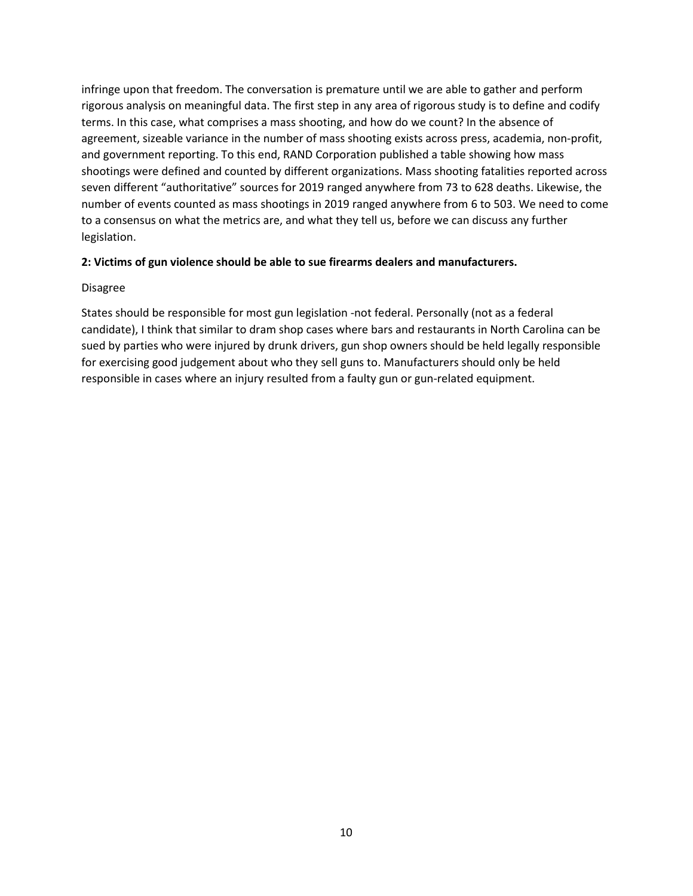infringe upon that freedom. The conversation is premature until we are able to gather and perform rigorous analysis on meaningful data. The first step in any area of rigorous study is to define and codify terms. In this case, what comprises a mass shooting, and how do we count? In the absence of agreement, sizeable variance in the number of mass shooting exists across press, academia, non-profit, and government reporting. To this end, RAND Corporation published a table showing how mass shootings were defined and counted by different organizations. Mass shooting fatalities reported across seven different "authoritative" sources for 2019 ranged anywhere from 73 to 628 deaths. Likewise, the number of events counted as mass shootings in 2019 ranged anywhere from 6 to 503. We need to come to a consensus on what the metrics are, and what they tell us, before we can discuss any further legislation.

**2: Victims of gun violence should be able to sue firearms dealers and manufacturers.**

Disagree

States should be responsible for most gun legislation -not federal. Personally (not as a federal candidate), I think that similar to dram shop cases where bars and restaurants in North Carolina can be sued by parties who were injured by drunk drivers, gun shop owners should be held legally responsible for exercising good judgement about who they sell guns to. Manufacturers should only be held responsible in cases where an injury resulted from a faulty gun or gun-related equipment.